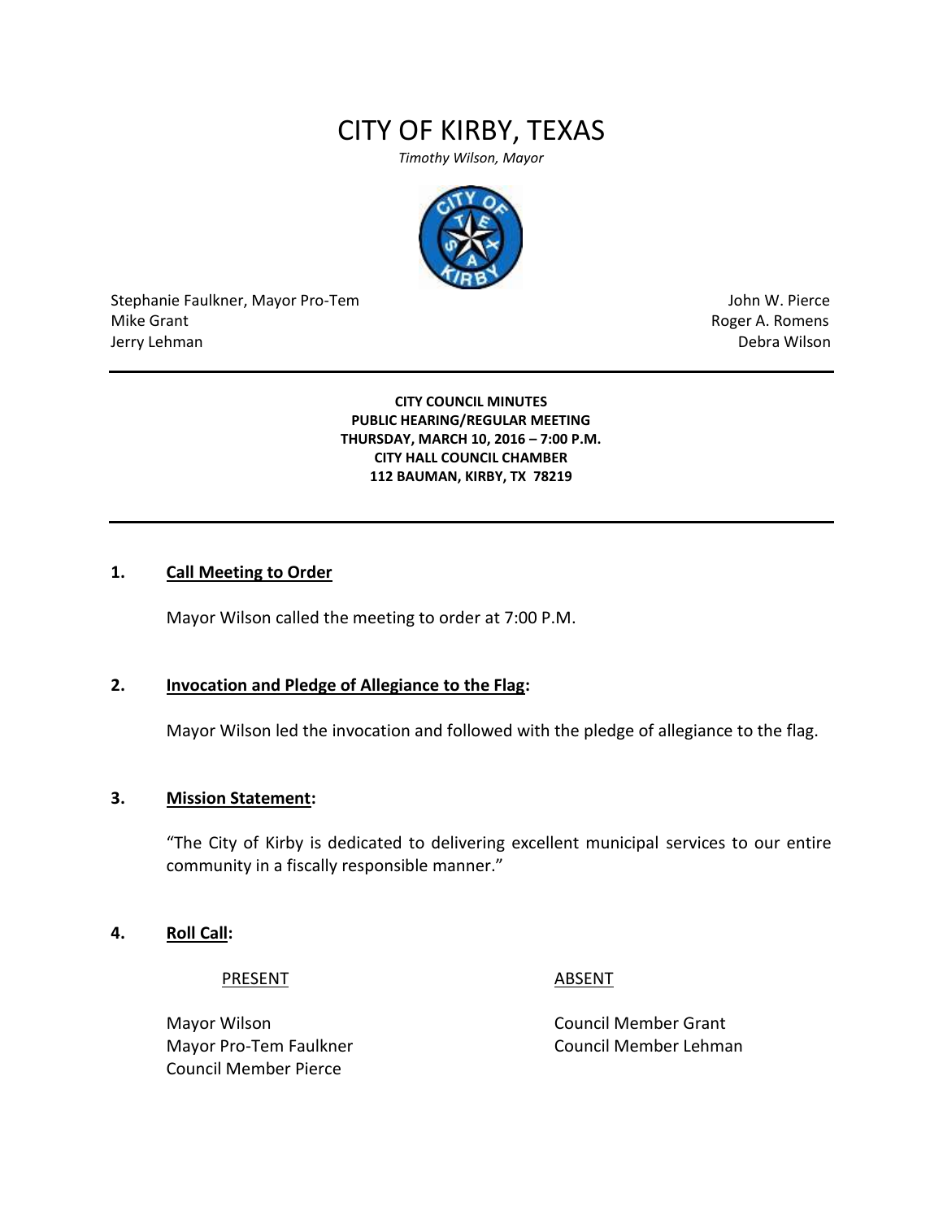# CITY OF KIRBY, TEXAS

*Timothy Wilson, Mayor*

Stephanie Faulkner, Mayor Pro-Tem
Mike Grant
Jerry Lehman

John W. Pierce
Roger A. Romens
Debra Wilson

**CITY COUNCIL MINUTES**
**PUBLIC HEARING/REGULAR MEETING**
**THURSDAY, MARCH 10, 2016 – 7:00 P.M.**
**CITY HALL COUNCIL CHAMBER**
**112 BAUMAN, KIRBY, TX 78219**

## 1. Call Meeting to Order

Mayor Wilson called the meeting to order at 7:00 P.M.

## 2. Invocation and Pledge of Allegiance to the Flag:

Mayor Wilson led the invocation and followed with the pledge of allegiance to the flag.

## 3. Mission Statement:

"The City of Kirby is dedicated to delivering excellent municipal services to our entire community in a fiscally responsible manner."

## 4. Roll Call:

| PRESENT | ABSENT |
|---|---|
| Mayor Wilson | Council Member Grant |
| Mayor Pro-Tem Faulkner | Council Member Lehman |
| Council Member Pierce | |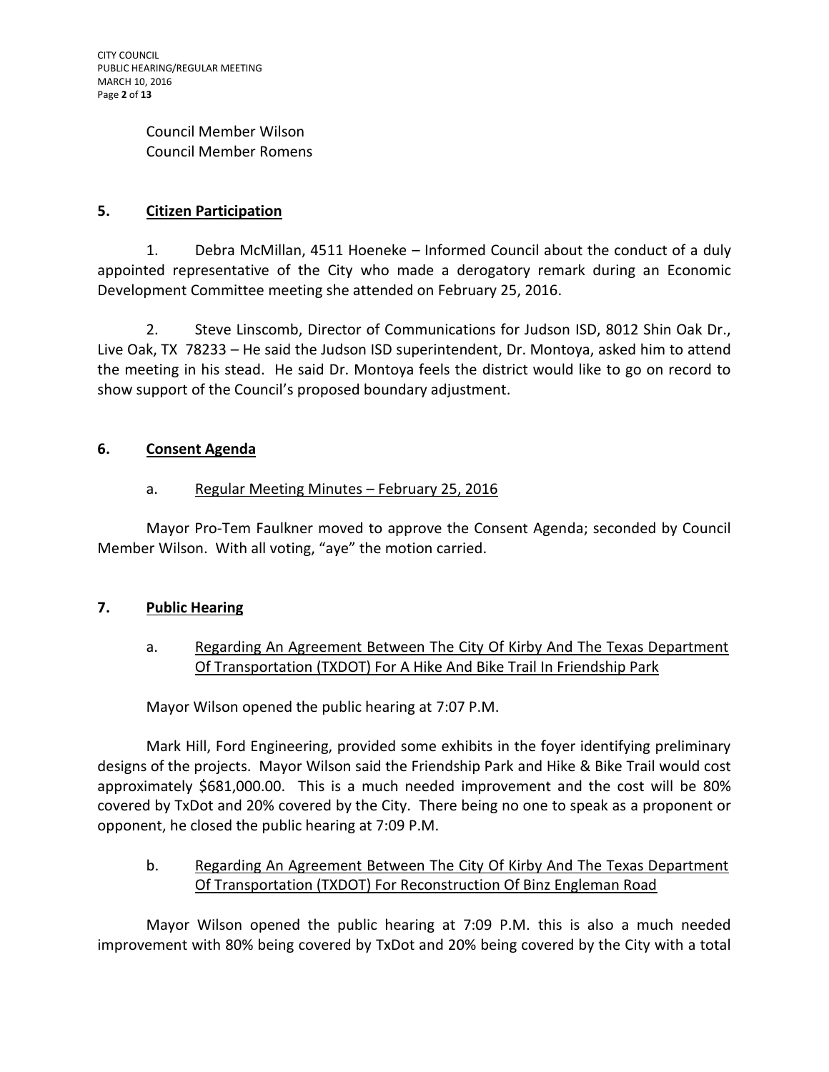Council Member Wilson
Council Member Romens

## 5. Citizen Participation

1. Debra McMillan, 4511 Hoeneke – Informed Council about the conduct of a duly appointed representative of the City who made a derogatory remark during an Economic Development Committee meeting she attended on February 25, 2016.

2. Steve Linscomb, Director of Communications for Judson ISD, 8012 Shin Oak Dr., Live Oak, TX 78233 – He said the Judson ISD superintendent, Dr. Montoya, asked him to attend the meeting in his stead. He said Dr. Montoya feels the district would like to go on record to show support of the Council's proposed boundary adjustment.

## 6. Consent Agenda

a. Regular Meeting Minutes – February 25, 2016

Mayor Pro-Tem Faulkner moved to approve the Consent Agenda; seconded by Council Member Wilson. With all voting, "aye" the motion carried.

## 7. Public Hearing

a. Regarding An Agreement Between The City Of Kirby And The Texas Department Of Transportation (TXDOT) For A Hike And Bike Trail In Friendship Park

Mayor Wilson opened the public hearing at 7:07 P.M.

Mark Hill, Ford Engineering, provided some exhibits in the foyer identifying preliminary designs of the projects. Mayor Wilson said the Friendship Park and Hike & Bike Trail would cost approximately $681,000.00. This is a much needed improvement and the cost will be 80% covered by TxDot and 20% covered by the City. There being no one to speak as a proponent or opponent, he closed the public hearing at 7:09 P.M.

b. Regarding An Agreement Between The City Of Kirby And The Texas Department Of Transportation (TXDOT) For Reconstruction Of Binz Engleman Road

Mayor Wilson opened the public hearing at 7:09 P.M. this is also a much needed improvement with 80% being covered by TxDot and 20% being covered by the City with a total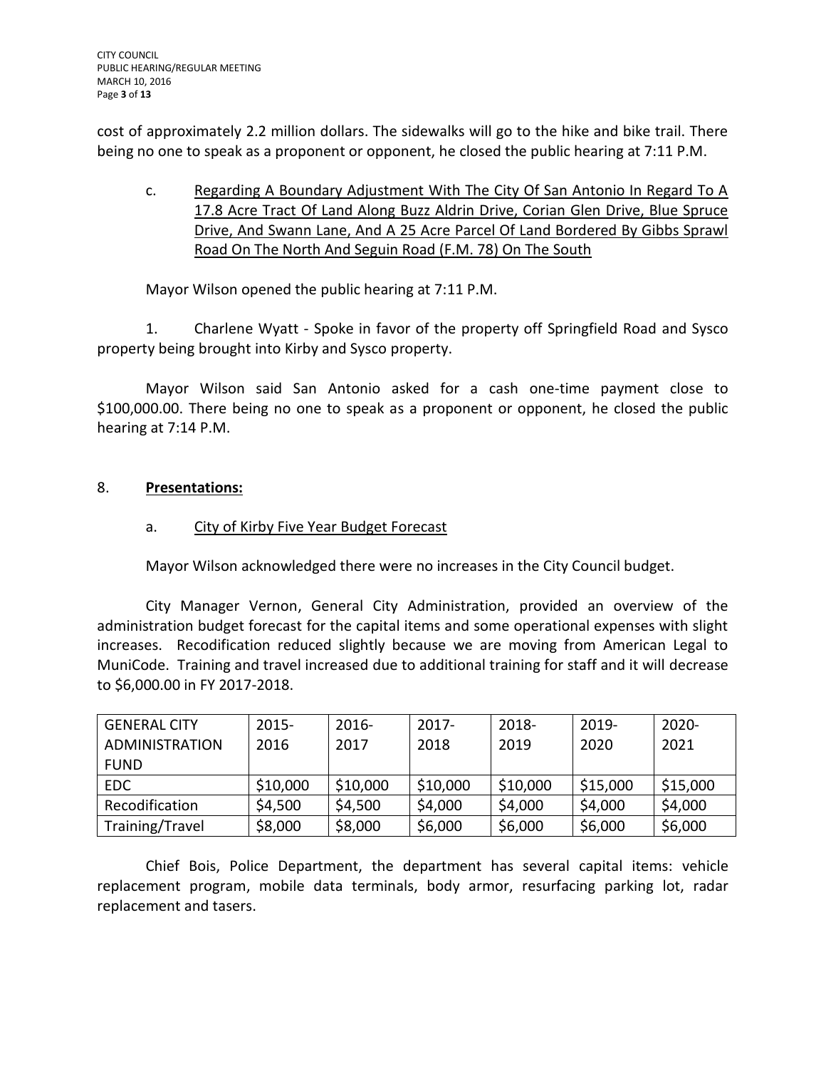cost of approximately 2.2 million dollars. The sidewalks will go to the hike and bike trail. There being no one to speak as a proponent or opponent, he closed the public hearing at 7:11 P.M.

c. Regarding A Boundary Adjustment With The City Of San Antonio In Regard To A 17.8 Acre Tract Of Land Along Buzz Aldrin Drive, Corian Glen Drive, Blue Spruce Drive, And Swann Lane, And A 25 Acre Parcel Of Land Bordered By Gibbs Sprawl Road On The North And Seguin Road (F.M. 78) On The South

Mayor Wilson opened the public hearing at 7:11 P.M.

1. Charlene Wyatt - Spoke in favor of the property off Springfield Road and Sysco property being brought into Kirby and Sysco property.

Mayor Wilson said San Antonio asked for a cash one-time payment close to $100,000.00. There being no one to speak as a proponent or opponent, he closed the public hearing at 7:14 P.M.

8. **Presentations:**

a. City of Kirby Five Year Budget Forecast

Mayor Wilson acknowledged there were no increases in the City Council budget.

City Manager Vernon, General City Administration, provided an overview of the administration budget forecast for the capital items and some operational expenses with slight increases. Recodification reduced slightly because we are moving from American Legal to MuniCode. Training and travel increased due to additional training for staff and it will decrease to $6,000.00 in FY 2017-2018.

| GENERAL CITY ADMINISTRATION FUND | 2015-2016 | 2016-2017 | 2017-2018 | 2018-2019 | 2019-2020 | 2020-2021 |
|---|---|---|---|---|---|---|
| EDC | $10,000 | $10,000 | $10,000 | $10,000 | $15,000 | $15,000 |
| Recodification | $4,500 | $4,500 | $4,000 | $4,000 | $4,000 | $4,000 |
| Training/Travel | $8,000 | $8,000 | $6,000 | $6,000 | $6,000 | $6,000 |

Chief Bois, Police Department, the department has several capital items: vehicle replacement program, mobile data terminals, body armor, resurfacing parking lot, radar replacement and tasers.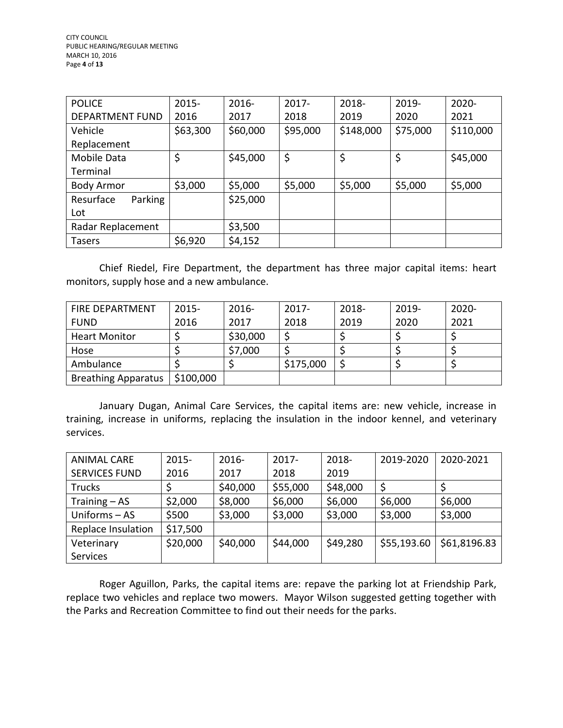| POLICE DEPARTMENT FUND | 2015-2016 | 2016-2017 | 2017-2018 | 2018-2019 | 2019-2020 | 2020-2021 |
| --- | --- | --- | --- | --- | --- | --- |
| Vehicle Replacement | $63,300 | $60,000 | $95,000 | $148,000 | $75,000 | $110,000 |
| Mobile Data Terminal | $ | $45,000 | $ | $ | $ | $45,000 |
| Body Armor | $3,000 | $5,000 | $5,000 | $5,000 | $5,000 | $5,000 |
| Resurface Parking Lot | | $25,000 | | | | |
| Radar Replacement | | $3,500 | | | | |
| Tasers | $6,920 | $4,152 | | | | |

Chief Riedel, Fire Department, the department has three major capital items: heart monitors, supply hose and a new ambulance.

| FIRE DEPARTMENT FUND | 2015-2016 | 2016-2017 | 2017-2018 | 2018-2019 | 2019-2020 | 2020-2021 |
| --- | --- | --- | --- | --- | --- | --- |
| Heart Monitor | $ | $30,000 | $ | $ | $ | $ |
| Hose | $ | $7,000 | $ | $ | $ | $ |
| Ambulance | $ | $ | $175,000 | $ | $ | $ |
| Breathing Apparatus | $100,000 | | | | | |

January Dugan, Animal Care Services, the capital items are: new vehicle, increase in training, increase in uniforms, replacing the insulation in the indoor kennel, and veterinary services.

| ANIMAL CARE SERVICES FUND | 2015-2016 | 2016-2017 | 2017-2018 | 2018-2019 | 2019-2020 | 2020-2021 |
| --- | --- | --- | --- | --- | --- | --- |
| Trucks | $ | $40,000 | $55,000 | $48,000 | $ | $ |
| Training – AS | $2,000 | $8,000 | $6,000 | $6,000 | $6,000 | $6,000 |
| Uniforms – AS | $500 | $3,000 | $3,000 | $3,000 | $3,000 | $3,000 |
| Replace Insulation | $17,500 | | | | | |
| Veterinary Services | $20,000 | $40,000 | $44,000 | $49,280 | $55,193.60 | $61,8196.83 |

Roger Aguillon, Parks, the capital items are: repave the parking lot at Friendship Park, replace two vehicles and replace two mowers. Mayor Wilson suggested getting together with the Parks and Recreation Committee to find out their needs for the parks.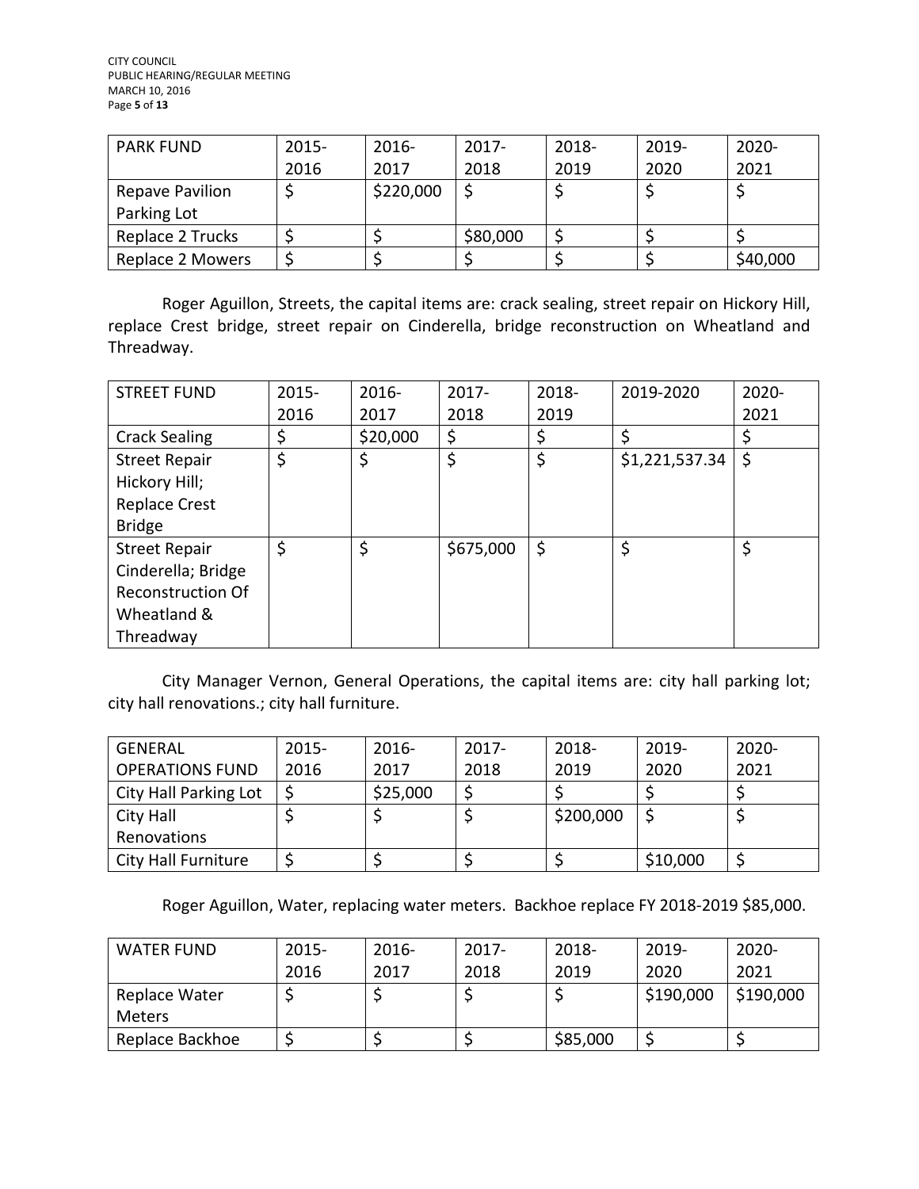| PARK FUND | 2015-2016 | 2016-2017 | 2017-2018 | 2018-2019 | 2019-2020 | 2020-2021 |
|---|---|---|---|---|---|---|
| Repave Pavilion Parking Lot | $ | $220,000 | $ | $ | $ | $ |
| Replace 2 Trucks | $ | $ | $80,000 | $ | $ | $ |
| Replace 2 Mowers | $ | $ | $ | $ | $ | $40,000 |

Roger Aguillon, Streets, the capital items are: crack sealing, street repair on Hickory Hill, replace Crest bridge, street repair on Cinderella, bridge reconstruction on Wheatland and Threadway.

| STREET FUND | 2015-2016 | 2016-2017 | 2017-2018 | 2018-2019 | 2019-2020 | 2020-2021 |
|---|---|---|---|---|---|---|
| Crack Sealing | $ | $20,000 | $ | $ | $ | $ |
| Street Repair Hickory Hill; Replace Crest Bridge | $ | $ | $ | $ | $1,221,537.34 | $ |
| Street Repair Cinderella; Bridge Reconstruction Of Wheatland & Threadway | $ | $ | $675,000 | $ | $ | $ |

City Manager Vernon, General Operations, the capital items are: city hall parking lot; city hall renovations.; city hall furniture.

| GENERAL OPERATIONS FUND | 2015-2016 | 2016-2017 | 2017-2018 | 2018-2019 | 2019-2020 | 2020-2021 |
|---|---|---|---|---|---|---|
| City Hall Parking Lot | $ | $25,000 | $ | $ | $ | $ |
| City Hall Renovations | $ | $ | $ | $200,000 | $ | $ |
| City Hall Furniture | $ | $ | $ | $ | $10,000 | $ |

Roger Aguillon, Water, replacing water meters. Backhoe replace FY 2018-2019 $85,000.

| WATER FUND | 2015-2016 | 2016-2017 | 2017-2018 | 2018-2019 | 2019-2020 | 2020-2021 |
|---|---|---|---|---|---|---|
| Replace Water Meters | $ | $ | $ | $ | $190,000 | $190,000 |
| Replace Backhoe | $ | $ | $ | $85,000 | $ | $ |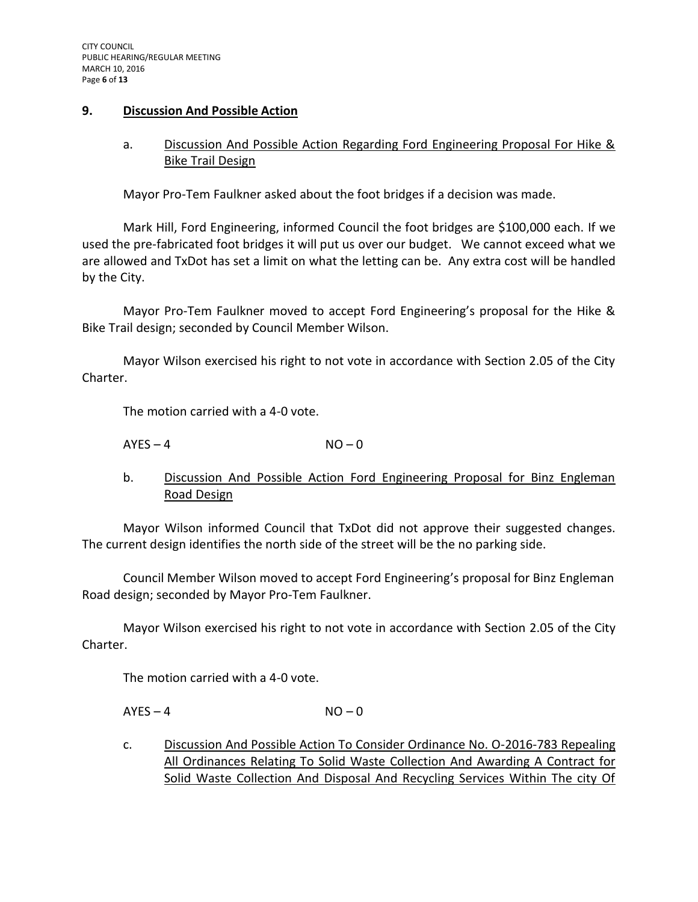## 9. Discussion And Possible Action

a. Discussion And Possible Action Regarding Ford Engineering Proposal For Hike & Bike Trail Design

Mayor Pro-Tem Faulkner asked about the foot bridges if a decision was made.

Mark Hill, Ford Engineering, informed Council the foot bridges are $100,000 each. If we used the pre-fabricated foot bridges it will put us over our budget. We cannot exceed what we are allowed and TxDot has set a limit on what the letting can be. Any extra cost will be handled by the City.

Mayor Pro-Tem Faulkner moved to accept Ford Engineering's proposal for the Hike & Bike Trail design; seconded by Council Member Wilson.

Mayor Wilson exercised his right to not vote in accordance with Section 2.05 of the City Charter.

The motion carried with a 4-0 vote.

AYES – 4 NO – 0

b. Discussion And Possible Action Ford Engineering Proposal for Binz Engleman Road Design

Mayor Wilson informed Council that TxDot did not approve their suggested changes. The current design identifies the north side of the street will be the no parking side.

Council Member Wilson moved to accept Ford Engineering's proposal for Binz Engleman Road design; seconded by Mayor Pro-Tem Faulkner.

Mayor Wilson exercised his right to not vote in accordance with Section 2.05 of the City Charter.

The motion carried with a 4-0 vote.

AYES – 4 NO – 0

c. Discussion And Possible Action To Consider Ordinance No. O-2016-783 Repealing All Ordinances Relating To Solid Waste Collection And Awarding A Contract for Solid Waste Collection And Disposal And Recycling Services Within The city Of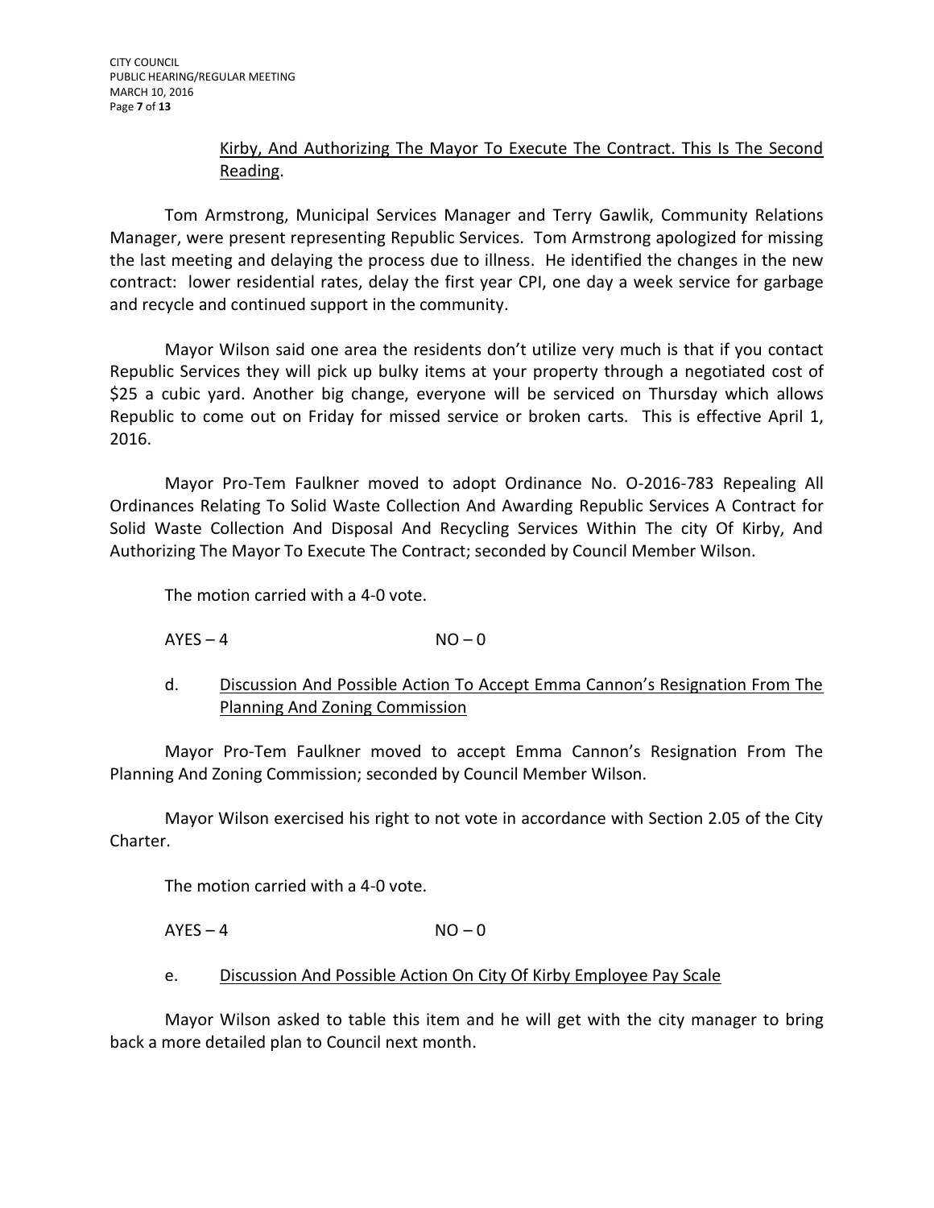<u>Kirby, And Authorizing The Mayor To Execute The Contract. This Is The Second Reading</u>.

Tom Armstrong, Municipal Services Manager and Terry Gawlik, Community Relations Manager, were present representing Republic Services. Tom Armstrong apologized for missing the last meeting and delaying the process due to illness. He identified the changes in the new contract: lower residential rates, delay the first year CPI, one day a week service for garbage and recycle and continued support in the community.

Mayor Wilson said one area the residents don't utilize very much is that if you contact Republic Services they will pick up bulky items at your property through a negotiated cost of $25 a cubic yard. Another big change, everyone will be serviced on Thursday which allows Republic to come out on Friday for missed service or broken carts. This is effective April 1, 2016.

Mayor Pro-Tem Faulkner moved to adopt Ordinance No. O-2016-783 Repealing All Ordinances Relating To Solid Waste Collection And Awarding Republic Services A Contract for Solid Waste Collection And Disposal And Recycling Services Within The city Of Kirby, And Authorizing The Mayor To Execute The Contract; seconded by Council Member Wilson.

The motion carried with a 4-0 vote.

AYES – 4 NO – 0

d. <u>Discussion And Possible Action To Accept Emma Cannon's Resignation From The Planning And Zoning Commission</u>

Mayor Pro-Tem Faulkner moved to accept Emma Cannon's Resignation From The Planning And Zoning Commission; seconded by Council Member Wilson.

Mayor Wilson exercised his right to not vote in accordance with Section 2.05 of the City Charter.

The motion carried with a 4-0 vote.

AYES – 4 NO – 0

e. <u>Discussion And Possible Action On City Of Kirby Employee Pay Scale</u>

Mayor Wilson asked to table this item and he will get with the city manager to bring back a more detailed plan to Council next month.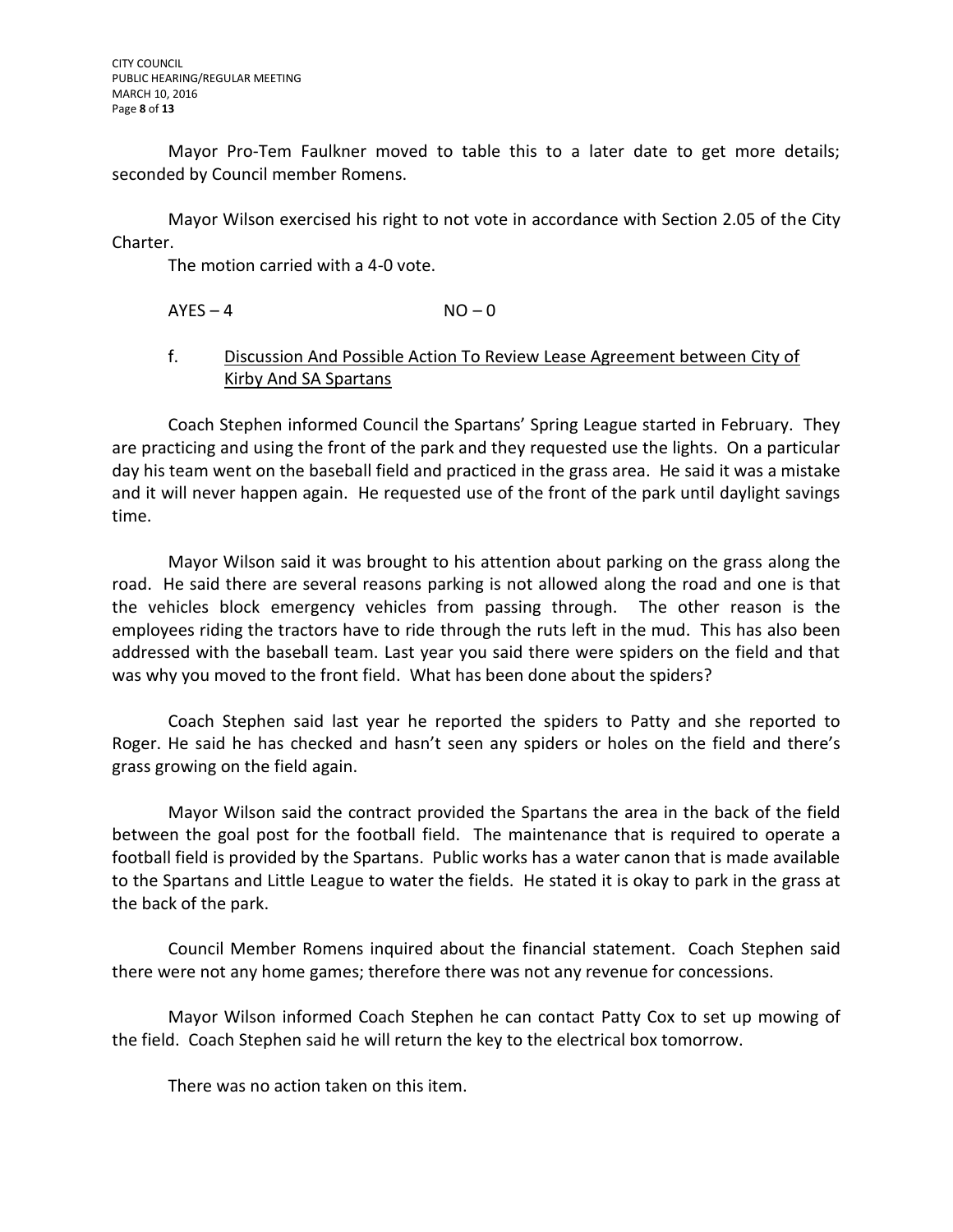Mayor Pro-Tem Faulkner moved to table this to a later date to get more details; seconded by Council member Romens.

Mayor Wilson exercised his right to not vote in accordance with Section 2.05 of the City Charter.

The motion carried with a 4-0 vote.

AYES – 4 NO – 0

f. Discussion And Possible Action To Review Lease Agreement between City of Kirby And SA Spartans

Coach Stephen informed Council the Spartans' Spring League started in February. They are practicing and using the front of the park and they requested use the lights. On a particular day his team went on the baseball field and practiced in the grass area. He said it was a mistake and it will never happen again. He requested use of the front of the park until daylight savings time.

Mayor Wilson said it was brought to his attention about parking on the grass along the road. He said there are several reasons parking is not allowed along the road and one is that the vehicles block emergency vehicles from passing through. The other reason is the employees riding the tractors have to ride through the ruts left in the mud. This has also been addressed with the baseball team. Last year you said there were spiders on the field and that was why you moved to the front field. What has been done about the spiders?

Coach Stephen said last year he reported the spiders to Patty and she reported to Roger. He said he has checked and hasn't seen any spiders or holes on the field and there's grass growing on the field again.

Mayor Wilson said the contract provided the Spartans the area in the back of the field between the goal post for the football field. The maintenance that is required to operate a football field is provided by the Spartans. Public works has a water canon that is made available to the Spartans and Little League to water the fields. He stated it is okay to park in the grass at the back of the park.

Council Member Romens inquired about the financial statement. Coach Stephen said there were not any home games; therefore there was not any revenue for concessions.

Mayor Wilson informed Coach Stephen he can contact Patty Cox to set up mowing of the field. Coach Stephen said he will return the key to the electrical box tomorrow.

There was no action taken on this item.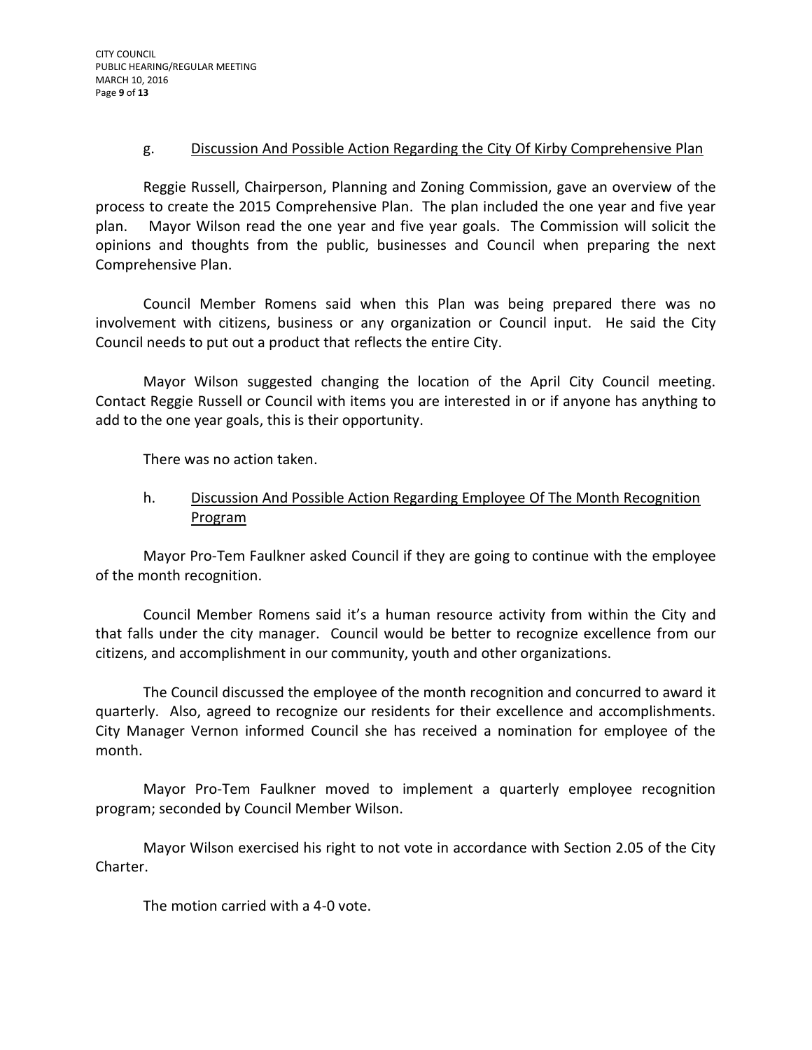g. <u>Discussion And Possible Action Regarding the City Of Kirby Comprehensive Plan</u>

Reggie Russell, Chairperson, Planning and Zoning Commission, gave an overview of the process to create the 2015 Comprehensive Plan. The plan included the one year and five year plan. Mayor Wilson read the one year and five year goals. The Commission will solicit the opinions and thoughts from the public, businesses and Council when preparing the next Comprehensive Plan.

Council Member Romens said when this Plan was being prepared there was no involvement with citizens, business or any organization or Council input. He said the City Council needs to put out a product that reflects the entire City.

Mayor Wilson suggested changing the location of the April City Council meeting. Contact Reggie Russell or Council with items you are interested in or if anyone has anything to add to the one year goals, this is their opportunity.

There was no action taken.

h. <u>Discussion And Possible Action Regarding Employee Of The Month Recognition Program</u>

Mayor Pro-Tem Faulkner asked Council if they are going to continue with the employee of the month recognition.

Council Member Romens said it's a human resource activity from within the City and that falls under the city manager. Council would be better to recognize excellence from our citizens, and accomplishment in our community, youth and other organizations.

The Council discussed the employee of the month recognition and concurred to award it quarterly. Also, agreed to recognize our residents for their excellence and accomplishments. City Manager Vernon informed Council she has received a nomination for employee of the month.

Mayor Pro-Tem Faulkner moved to implement a quarterly employee recognition program; seconded by Council Member Wilson.

Mayor Wilson exercised his right to not vote in accordance with Section 2.05 of the City Charter.

The motion carried with a 4-0 vote.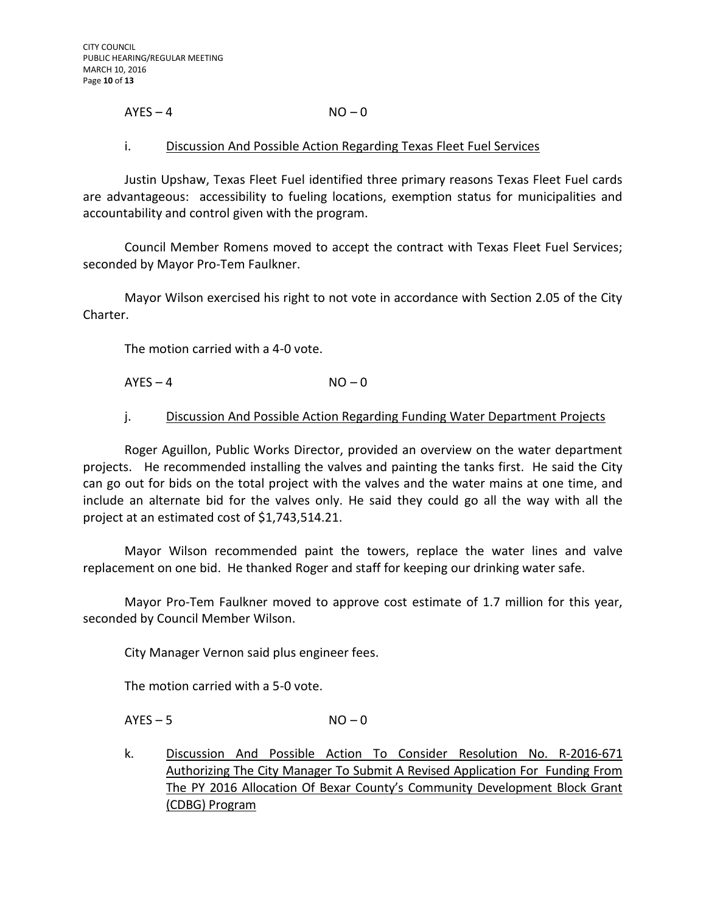AYES – 4 NO – 0

i. <u>Discussion And Possible Action Regarding Texas Fleet Fuel Services</u>

Justin Upshaw, Texas Fleet Fuel identified three primary reasons Texas Fleet Fuel cards are advantageous: accessibility to fueling locations, exemption status for municipalities and accountability and control given with the program.

Council Member Romens moved to accept the contract with Texas Fleet Fuel Services; seconded by Mayor Pro-Tem Faulkner.

Mayor Wilson exercised his right to not vote in accordance with Section 2.05 of the City Charter.

The motion carried with a 4-0 vote.

AYES – 4 NO – 0

j. <u>Discussion And Possible Action Regarding Funding Water Department Projects</u>

Roger Aguillon, Public Works Director, provided an overview on the water department projects. He recommended installing the valves and painting the tanks first. He said the City can go out for bids on the total project with the valves and the water mains at one time, and include an alternate bid for the valves only. He said they could go all the way with all the project at an estimated cost of $1,743,514.21.

Mayor Wilson recommended paint the towers, replace the water lines and valve replacement on one bid. He thanked Roger and staff for keeping our drinking water safe.

Mayor Pro-Tem Faulkner moved to approve cost estimate of 1.7 million for this year, seconded by Council Member Wilson.

City Manager Vernon said plus engineer fees.

The motion carried with a 5-0 vote.

AYES – 5 NO – 0

k. <u>Discussion And Possible Action To Consider Resolution No. R-2016-671 Authorizing The City Manager To Submit A Revised Application For Funding From The PY 2016 Allocation Of Bexar County's Community Development Block Grant (CDBG) Program</u>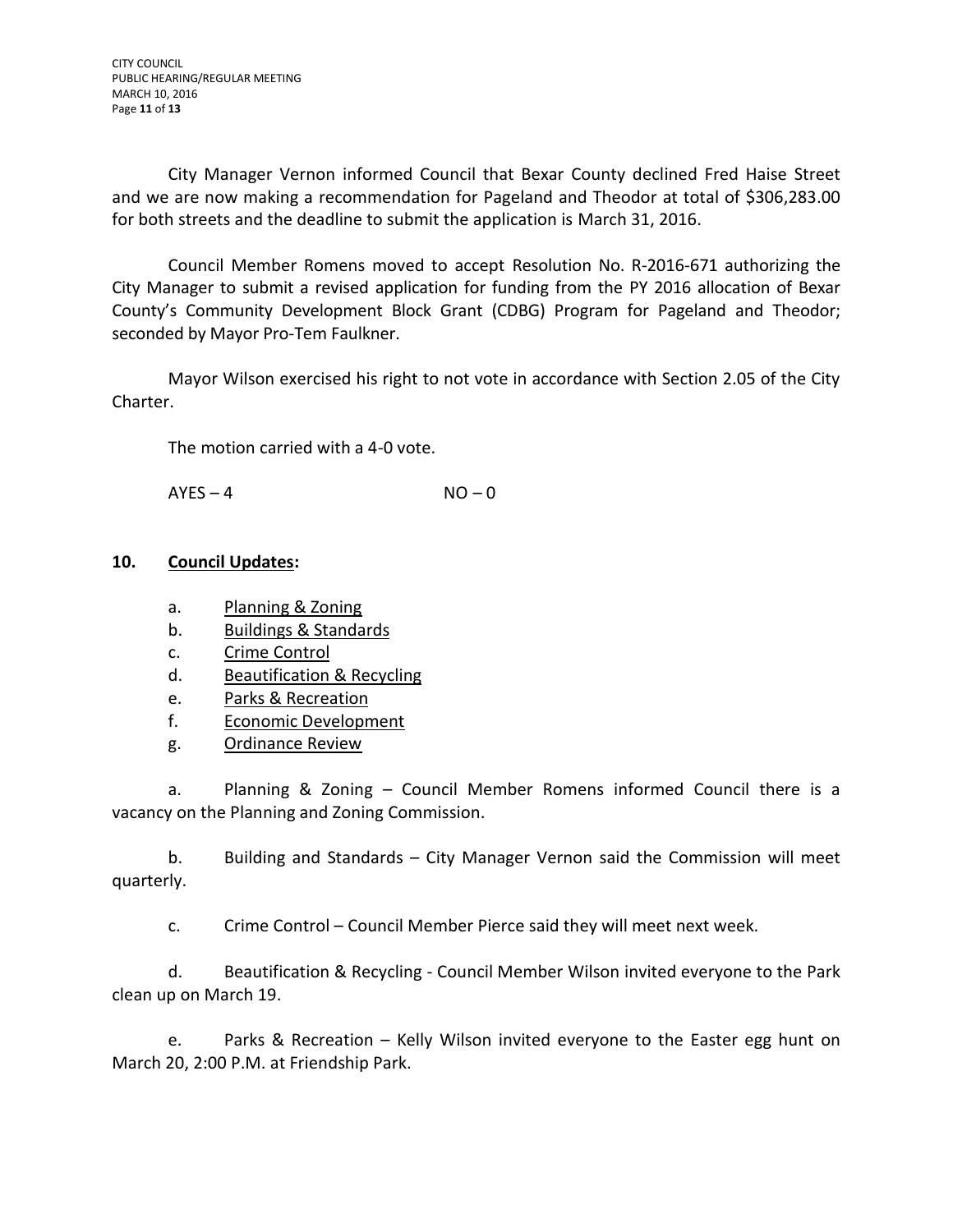City Manager Vernon informed Council that Bexar County declined Fred Haise Street and we are now making a recommendation for Pageland and Theodor at total of $306,283.00 for both streets and the deadline to submit the application is March 31, 2016.

Council Member Romens moved to accept Resolution No. R-2016-671 authorizing the City Manager to submit a revised application for funding from the PY 2016 allocation of Bexar County's Community Development Block Grant (CDBG) Program for Pageland and Theodor; seconded by Mayor Pro-Tem Faulkner.

Mayor Wilson exercised his right to not vote in accordance with Section 2.05 of the City Charter.

The motion carried with a 4-0 vote.

AYES – 4 NO – 0

**10. Council Updates:**

a. Planning & Zoning
b. Buildings & Standards
c. Crime Control
d. Beautification & Recycling
e. Parks & Recreation
f. Economic Development
g. Ordinance Review

a. Planning & Zoning – Council Member Romens informed Council there is a vacancy on the Planning and Zoning Commission.

b. Building and Standards – City Manager Vernon said the Commission will meet quarterly.

c. Crime Control – Council Member Pierce said they will meet next week.

d. Beautification & Recycling - Council Member Wilson invited everyone to the Park clean up on March 19.

e. Parks & Recreation – Kelly Wilson invited everyone to the Easter egg hunt on March 20, 2:00 P.M. at Friendship Park.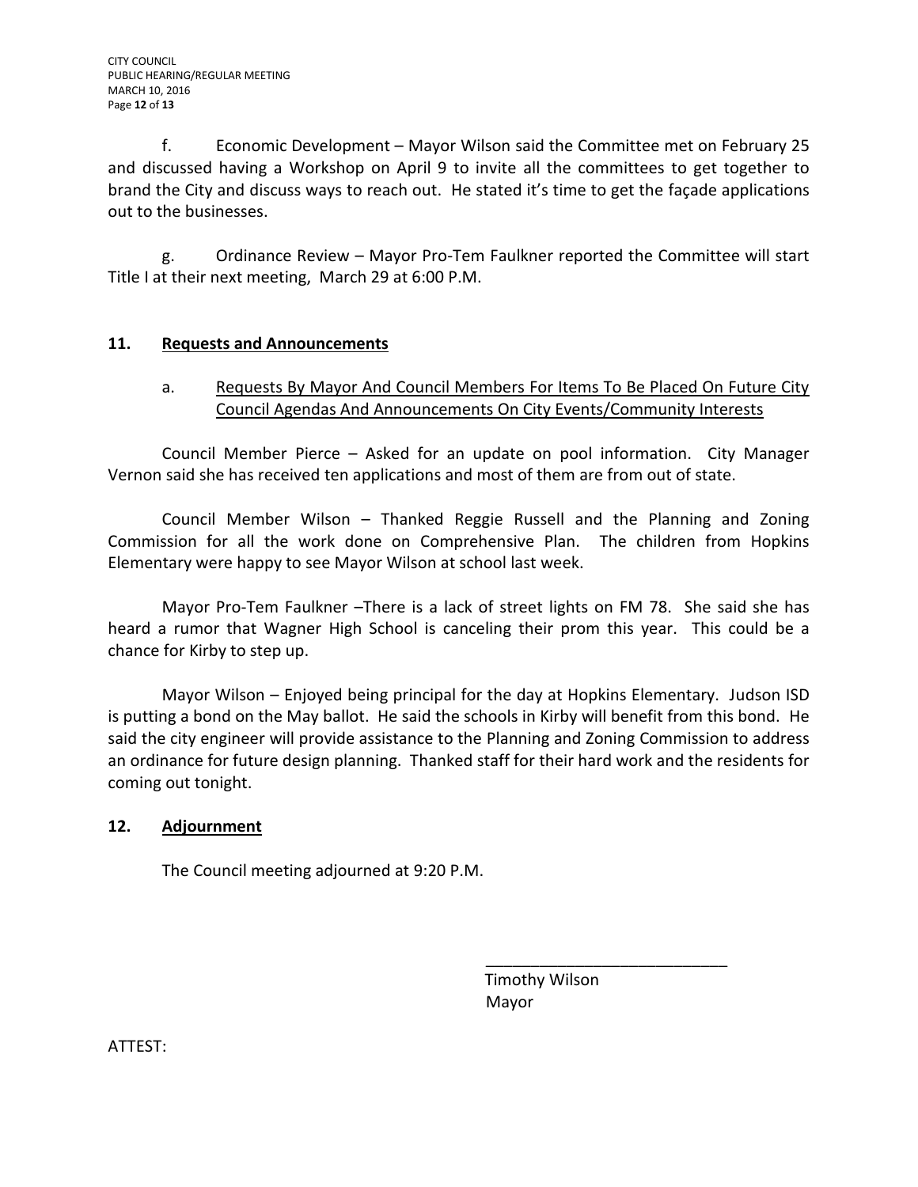f. Economic Development – Mayor Wilson said the Committee met on February 25 and discussed having a Workshop on April 9 to invite all the committees to get together to brand the City and discuss ways to reach out. He stated it's time to get the façade applications out to the businesses.

g. Ordinance Review – Mayor Pro-Tem Faulkner reported the Committee will start Title I at their next meeting, March 29 at 6:00 P.M.

## 11. Requests and Announcements

a. Requests By Mayor And Council Members For Items To Be Placed On Future City Council Agendas And Announcements On City Events/Community Interests

Council Member Pierce – Asked for an update on pool information. City Manager Vernon said she has received ten applications and most of them are from out of state.

Council Member Wilson – Thanked Reggie Russell and the Planning and Zoning Commission for all the work done on Comprehensive Plan. The children from Hopkins Elementary were happy to see Mayor Wilson at school last week.

Mayor Pro-Tem Faulkner –There is a lack of street lights on FM 78. She said she has heard a rumor that Wagner High School is canceling their prom this year. This could be a chance for Kirby to step up.

Mayor Wilson – Enjoyed being principal for the day at Hopkins Elementary. Judson ISD is putting a bond on the May ballot. He said the schools in Kirby will benefit from this bond. He said the city engineer will provide assistance to the Planning and Zoning Commission to address an ordinance for future design planning. Thanked staff for their hard work and the residents for coming out tonight.

## 12. Adjournment

The Council meeting adjourned at 9:20 P.M.

\_\_\_\_\_\_\_\_\_\_\_\_\_\_\_\_\_\_\_\_\_\_\_\_\_\_\_\_

Timothy Wilson
Mayor

ATTEST: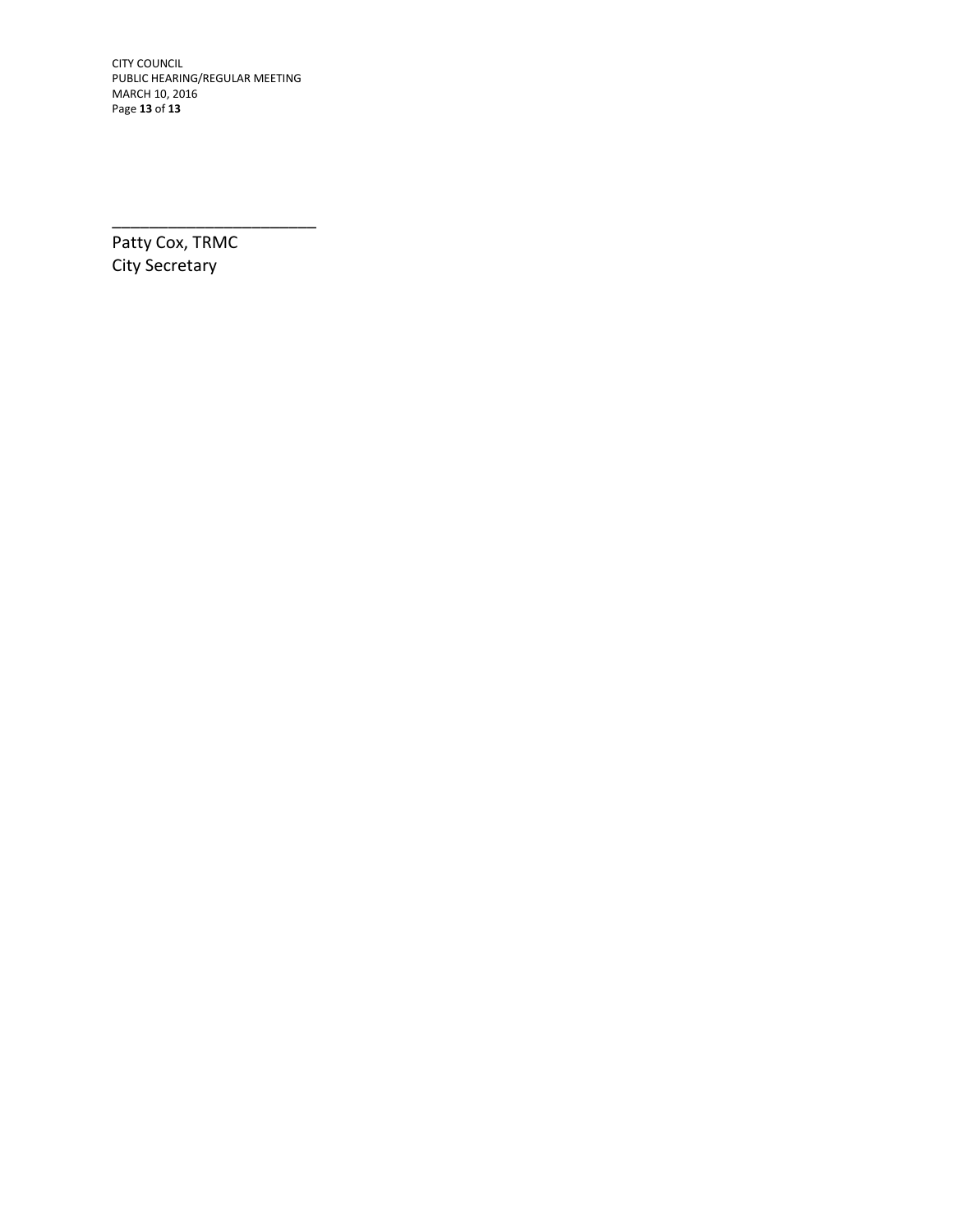\_\_\_\_\_\_\_\_\_\_\_\_\_\_\_\_\_\_\_\_\_\_\_\_

Patty Cox, TRMC
City Secretary

________________________

Patty Cox, TRMC
City Secretary